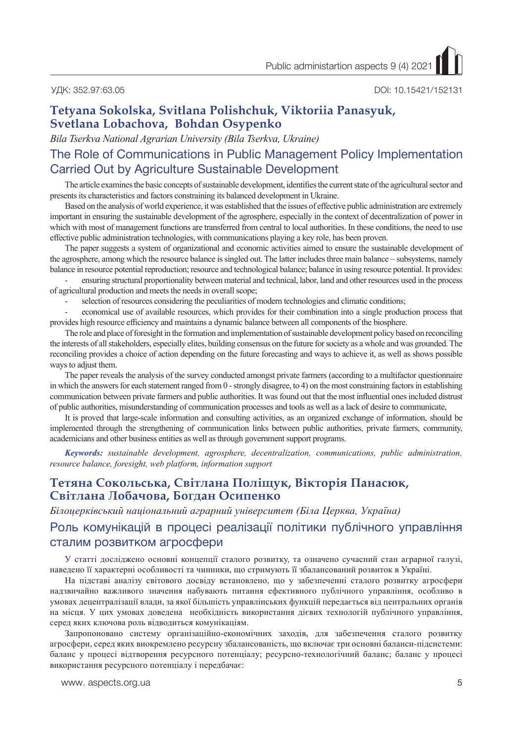УДК: 352.97:63.05

DOI: 10.15421/152131

**Tetyana Sokolska, Svitlana Polishchuk, Viktoriia Panasyuk, Svetlana Lobachova, Bohdan Osypenko**

*Bila Tserkva National Agrarian University (Bila Tserkva, Ukraine)*

# The Role of Communications in Public Management Policy Implementation Carried Out by Agriculture Sustainable Development

The article examines the basic concepts of sustainable development, identifies the current state of the agricultural sector and presents its characteristics and factors constraining its balanced development in Ukraine.

Based on the analysis of world experience, it was established that the issues of effective public administration are extremely important in ensuring the sustainable development of the agrosphere, especially in the context of decentralization of power in which with most of management functions are transferred from central to local authorities. In these conditions, the need to use effective public administration technologies, with communications playing a key role, has been proven.

The paper suggests a system of organizational and economic activities aimed to ensure the sustainable development of the agrosphere, among which the resource balance is singled out. The latter includes three main balance – subsystems, namely balance in resource potential reproduction; resource and technological balance; balance in using resource potential. It provides:

- ensuring structural proportionality between material and technical, labor, land and other resources used in the process of agricultural production and meets the needs in overall scope;
- selection of resources considering the peculiarities of modern technologies and climatic conditions;
- economical use of available resources, which provides for their combination into a single production process that provides high resource efficiency and maintains a dynamic balance between all components of the biosphere.

The role and place of foresight in the formation and implementation of sustainable development policy based on reconciling the interests of all stakeholders, especially elites, building consensus on the future for society as a whole and was grounded. The reconciling provides a choice of action depending on the future forecasting and ways to achieve it, as well as shows possible ways to adjust them.

The paper reveals the analysis of the survey conducted amongst private farmers (according to a multifactor questionnaire in which the answers for each statement ranged from 0 - strongly disagree, to 4) on the most constraining factors in establishing communication between private farmers and public authorities. It was found out that the most influential ones included distrust of public authorities, misunderstanding of communication processes and tools as well as a lack of desire to communicate,

It is proved that large-scale information and consulting activities, as an organized exchange of information, should be implemented through the strengthening of communication links between public authorities, private farmers, community, academicians and other business entities as well as through government support programs.

***Keywords:*** *sustainable development, agrosphere, decentralization, communications, public administration, resource balance, foresight, web platform, information support*

**Тетяна Сокольська, Світлана Поліщук, Вікторія Панасюк, Світлана Лобачова, Богдан Осипенко**

*Білоцерківський національний аграрний університет (Біла Церква, Україна)*

# Роль комунікацій в процесі реалізації політики публічного управління сталим розвитком агросфери

У статті досліджено основні концепції сталого розвитку, та означено сучасний стан аграрної галузі, наведено її характерні особливості та чинники, що стримують її збалансований розвиток в Україні.

На підставі аналізу світового досвіду встановлено, що у забезпеченні сталого розвитку агросфери надзвичайно важливого значення набувають питання ефективного публічного управління, особливо в умовах децентралізації влади, за якої більшість управлінських функцій передається від центральних органів на місця. У цих умовах доведена необхідність використання дієвих технологій публічного управління, серед яких ключова роль відводиться комунікаціям.

Запропоновано систему організаційно-економічних заходів, для забезпечення сталого розвитку агросфери, серед яких виокремлено ресурсну збалансованість, що включає три основні баланси-підсистеми: баланс у процесі відтворення ресурсного потенціалу; ресурсно-технологічний баланс; баланс у процесі використання ресурсного потенціалу і передбачає: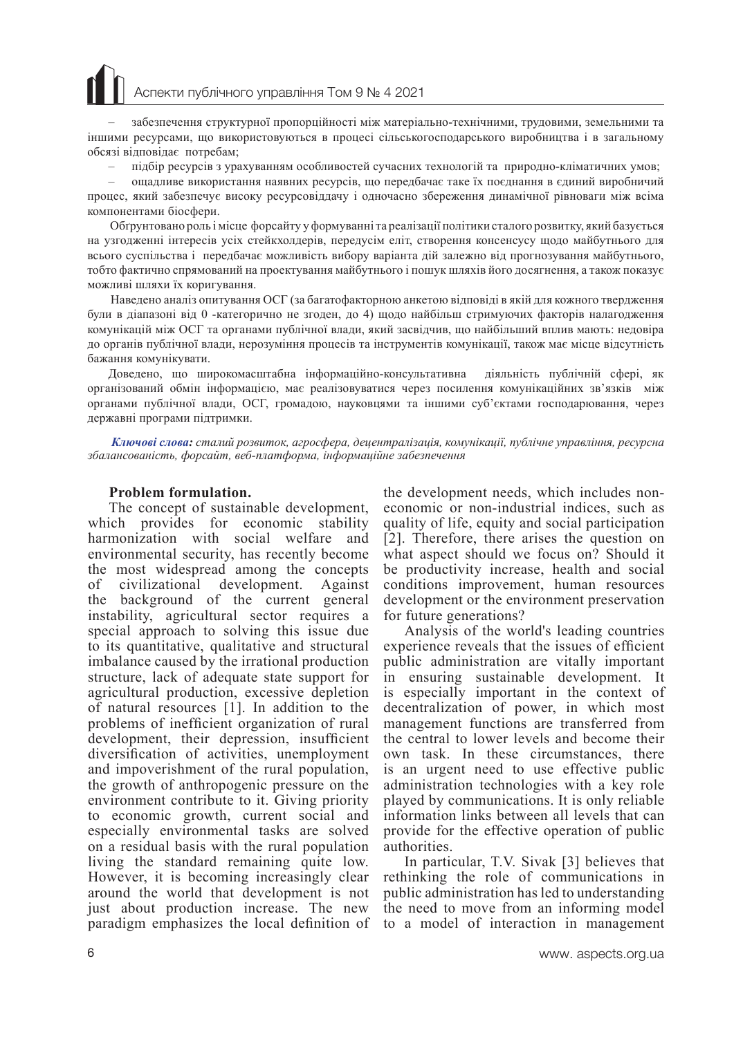– забезпечення структурної пропорційності між матеріально-технічними, трудовими, земельними та іншими ресурсами, що використовуються в процесі сільськогосподарського виробництва і в загальному обсязі відповідає потребам;

– підбір ресурсів з урахуванням особливостей сучасних технологій та природно-кліматичних умов;

– ощадливе використання наявних ресурсів, що передбачає таке їх поєднання в єдиний виробничий процес, який забезпечує високу ресурсовіддачу і одночасно збереження динамічної рівноваги між всіма компонентами біосфери.

Обгрунтовано роль і місце форсайту у формуванні та реалізації політики сталого розвитку, який базується на узгодженні інтересів усіх стейкхолдерів, передусім еліт, створення консенсусу щодо майбутнього для всього суспільства і передбачає можливість вибору варіанта дій залежно від прогнозування майбутнього, тобто фактично спрямований на проектування майбутнього і пошук шляхів його досягнення, а також показує можливі шляхи їх коригування.

Наведено аналіз опитування ОСГ (за багатофакторною анкетою відповіді в якій для кожного твердження були в діапазоні від 0 -категорично не згоден, до 4) щодо найбільш стримуючих факторів налагодження комунікацій між ОСГ та органами публічної влади, який засвідчив, що найбільший вплив мають: недовіра до органів публічної влади, нерозуміння процесів та інструментів комунікації, також має місце відсутність бажання комунікувати.

Доведено, що широкомасштабна інформаційно-консультативна діяльність публічній сфері, як організований обмін інформацією, має реалізовуватися через посилення комунікаційних зв'язків між органами публічної влади, ОСГ, громадою, науковцями та іншими суб'єктами господарювання, через державні програми підтримки.

***Ключові слова:*** *сталий розвиток, агросфера, децентралізація, комунікації, публічне управління, ресурсна збалансованість, форсайт, веб-платформа, інформаційне забезпечення*

## Problem formulation.

The concept of sustainable development, which provides for economic stability harmonization with social welfare and environmental security, has recently become the most widespread among the concepts of civilizational development. Against the background of the current general instability, agricultural sector requires a special approach to solving this issue due to its quantitative, qualitative and structural imbalance caused by the irrational production structure, lack of adequate state support for agricultural production, excessive depletion of natural resources [1]. In addition to the problems of inefficient organization of rural development, their depression, insufficient diversification of activities, unemployment and impoverishment of the rural population, the growth of anthropogenic pressure on the environment contribute to it. Giving priority to economic growth, current social and especially environmental tasks are solved on a residual basis with the rural population living the standard remaining quite low. However, it is becoming increasingly clear around the world that development is not just about production increase. The new paradigm emphasizes the local definition of the development needs, which includes non-economic or non-industrial indices, such as quality of life, equity and social participation [2]. Therefore, there arises the question on what aspect should we focus on? Should it be productivity increase, health and social conditions improvement, human resources development or the environment preservation for future generations?

Analysis of the world's leading countries experience reveals that the issues of efficient public administration are vitally important in ensuring sustainable development. It is especially important in the context of decentralization of power, in which most management functions are transferred from the central to lower levels and become their own task. In these circumstances, there is an urgent need to use effective public administration technologies with a key role played by communications. It is only reliable information links between all levels that can provide for the effective operation of public authorities.

In particular, T.V. Sivak [3] believes that rethinking the role of communications in public administration has led to understanding the need to move from an informing model to a model of interaction in management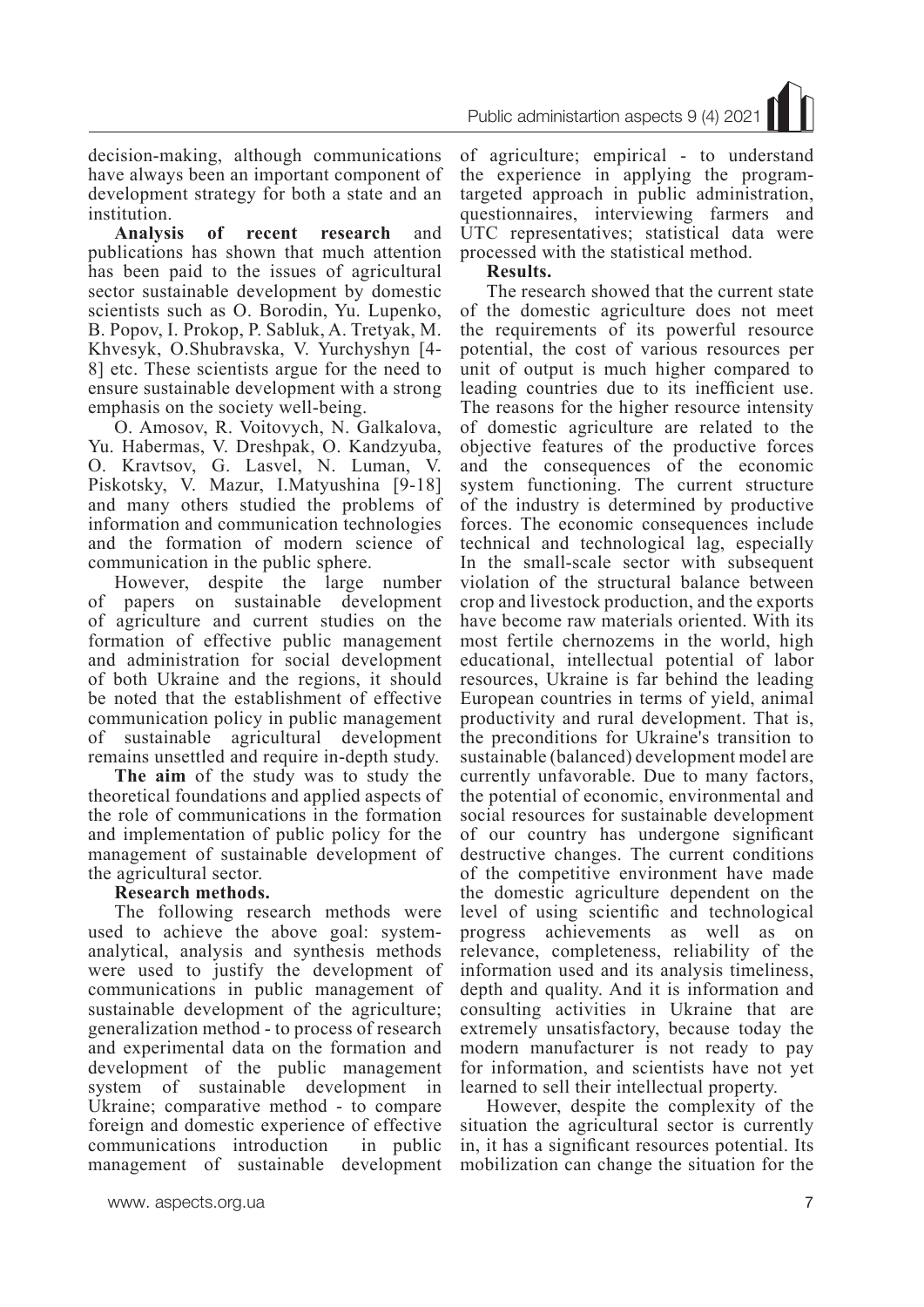decision-making, although communications have always been an important component of development strategy for both a state and an institution.

**Analysis of recent research** and publications has shown that much attention has been paid to the issues of agricultural sector sustainable development by domestic scientists such as O. Borodin, Yu. Lupenko, B. Popov, I. Prokop, P. Sabluk, A. Tretyak, M. Khvesyk, O.Shubravska, V. Yurchyshyn [4-8] etc. These scientists argue for the need to ensure sustainable development with a strong emphasis on the society well-being.

O. Amosov, R. Voitovych, N. Galkalova, Yu. Habermas, V. Dreshpak, O. Kandzyuba, O. Kravtsov, G. Lasvel, N. Luman, V. Piskotsky, V. Mazur, I.Matyushina [9-18] and many others studied the problems of information and communication technologies and the formation of modern science of communication in the public sphere.

However, despite the large number of papers on sustainable development of agriculture and current studies on the formation of effective public management and administration for social development of both Ukraine and the regions, it should be noted that the establishment of effective communication policy in public management of sustainable agricultural development remains unsettled and require in-depth study.

**The aim** of the study was to study the theoretical foundations and applied aspects of the role of communications in the formation and implementation of public policy for the management of sustainable development of the agricultural sector.

**Research methods.**

The following research methods were used to achieve the above goal: system-analytical, analysis and synthesis methods were used to justify the development of communications in public management of sustainable development of the agriculture; generalization method - to process of research and experimental data on the formation and development of the public management system of sustainable development in Ukraine; comparative method - to compare foreign and domestic experience of effective communications introduction in public management of sustainable development of agriculture; empirical - to understand the experience in applying the program-targeted approach in public administration, questionnaires, interviewing farmers and UTC representatives; statistical data were processed with the statistical method.

**Results.**

The research showed that the current state of the domestic agriculture does not meet the requirements of its powerful resource potential, the cost of various resources per unit of output is much higher compared to leading countries due to its inefficient use. The reasons for the higher resource intensity of domestic agriculture are related to the objective features of the productive forces and the consequences of the economic system functioning. The current structure of the industry is determined by productive forces. The economic consequences include technical and technological lag, especially In the small-scale sector with subsequent violation of the structural balance between crop and livestock production, and the exports have become raw materials oriented. With its most fertile chernozems in the world, high educational, intellectual potential of labor resources, Ukraine is far behind the leading European countries in terms of yield, animal productivity and rural development. That is, the preconditions for Ukraine's transition to sustainable (balanced) development model are currently unfavorable. Due to many factors, the potential of economic, environmental and social resources for sustainable development of our country has undergone significant destructive changes. The current conditions of the competitive environment have made the domestic agriculture dependent on the level of using scientific and technological progress achievements as well as on relevance, completeness, reliability of the information used and its analysis timeliness, depth and quality. And it is information and consulting activities in Ukraine that are extremely unsatisfactory, because today the modern manufacturer is not ready to pay for information, and scientists have not yet learned to sell their intellectual property.

However, despite the complexity of the situation the agricultural sector is currently in, it has a significant resources potential. Its mobilization can change the situation for the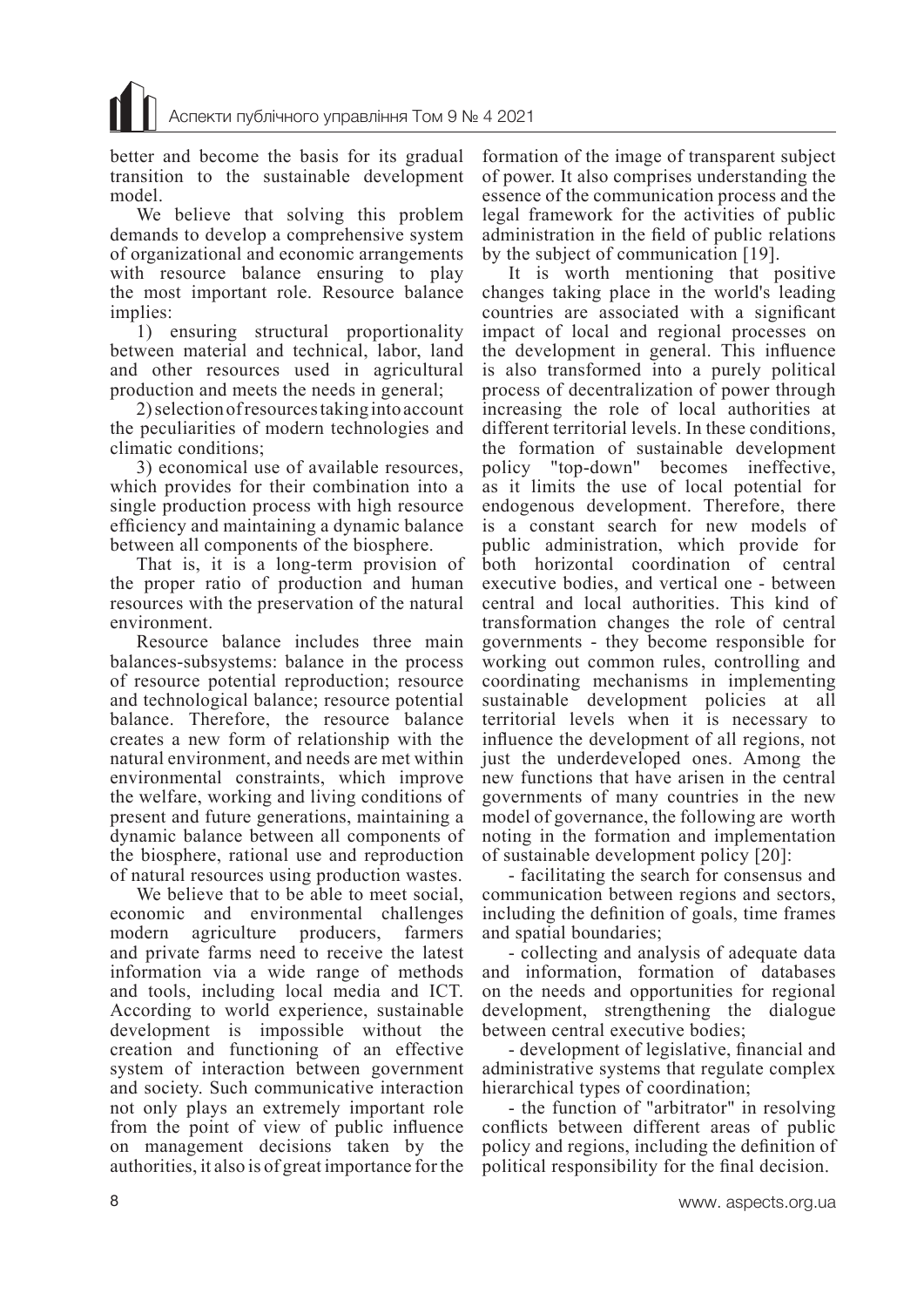better and become the basis for its gradual transition to the sustainable development model.

We believe that solving this problem demands to develop a comprehensive system of organizational and economic arrangements with resource balance ensuring to play the most important role. Resource balance implies:

1) ensuring structural proportionality between material and technical, labor, land and other resources used in agricultural production and meets the needs in general;

2) selection of resources taking into account the peculiarities of modern technologies and climatic conditions;

3) economical use of available resources, which provides for their combination into a single production process with high resource efficiency and maintaining a dynamic balance between all components of the biosphere.

That is, it is a long-term provision of the proper ratio of production and human resources with the preservation of the natural environment.

Resource balance includes three main balances-subsystems: balance in the process of resource potential reproduction; resource and technological balance; resource potential balance. Therefore, the resource balance creates a new form of relationship with the natural environment, and needs are met within environmental constraints, which improve the welfare, working and living conditions of present and future generations, maintaining a dynamic balance between all components of the biosphere, rational use and reproduction of natural resources using production wastes.

We believe that to be able to meet social, economic and environmental challenges modern agriculture producers, farmers and private farms need to receive the latest information via a wide range of methods and tools, including local media and ICT. According to world experience, sustainable development is impossible without the creation and functioning of an effective system of interaction between government and society. Such communicative interaction not only plays an extremely important role from the point of view of public influence on management decisions taken by the authorities, it also is of great importance for the formation of the image of transparent subject of power. It also comprises understanding the essence of the communication process and the legal framework for the activities of public administration in the field of public relations by the subject of communication [19].

It is worth mentioning that positive changes taking place in the world's leading countries are associated with a significant impact of local and regional processes on the development in general. This influence is also transformed into a purely political process of decentralization of power through increasing the role of local authorities at different territorial levels. In these conditions, the formation of sustainable development policy "top-down" becomes ineffective, as it limits the use of local potential for endogenous development. Therefore, there is a constant search for new models of public administration, which provide for both horizontal coordination of central executive bodies, and vertical one - between central and local authorities. This kind of transformation changes the role of central governments - they become responsible for working out common rules, controlling and coordinating mechanisms in implementing sustainable development policies at all territorial levels when it is necessary to influence the development of all regions, not just the underdeveloped ones. Among the new functions that have arisen in the central governments of many countries in the new model of governance, the following are worth noting in the formation and implementation of sustainable development policy [20]:

- facilitating the search for consensus and communication between regions and sectors, including the definition of goals, time frames and spatial boundaries;
- collecting and analysis of adequate data and information, formation of databases on the needs and opportunities for regional development, strengthening the dialogue between central executive bodies;
- development of legislative, financial and administrative systems that regulate complex hierarchical types of coordination;
- the function of "arbitrator" in resolving conflicts between different areas of public policy and regions, including the definition of political responsibility for the final decision.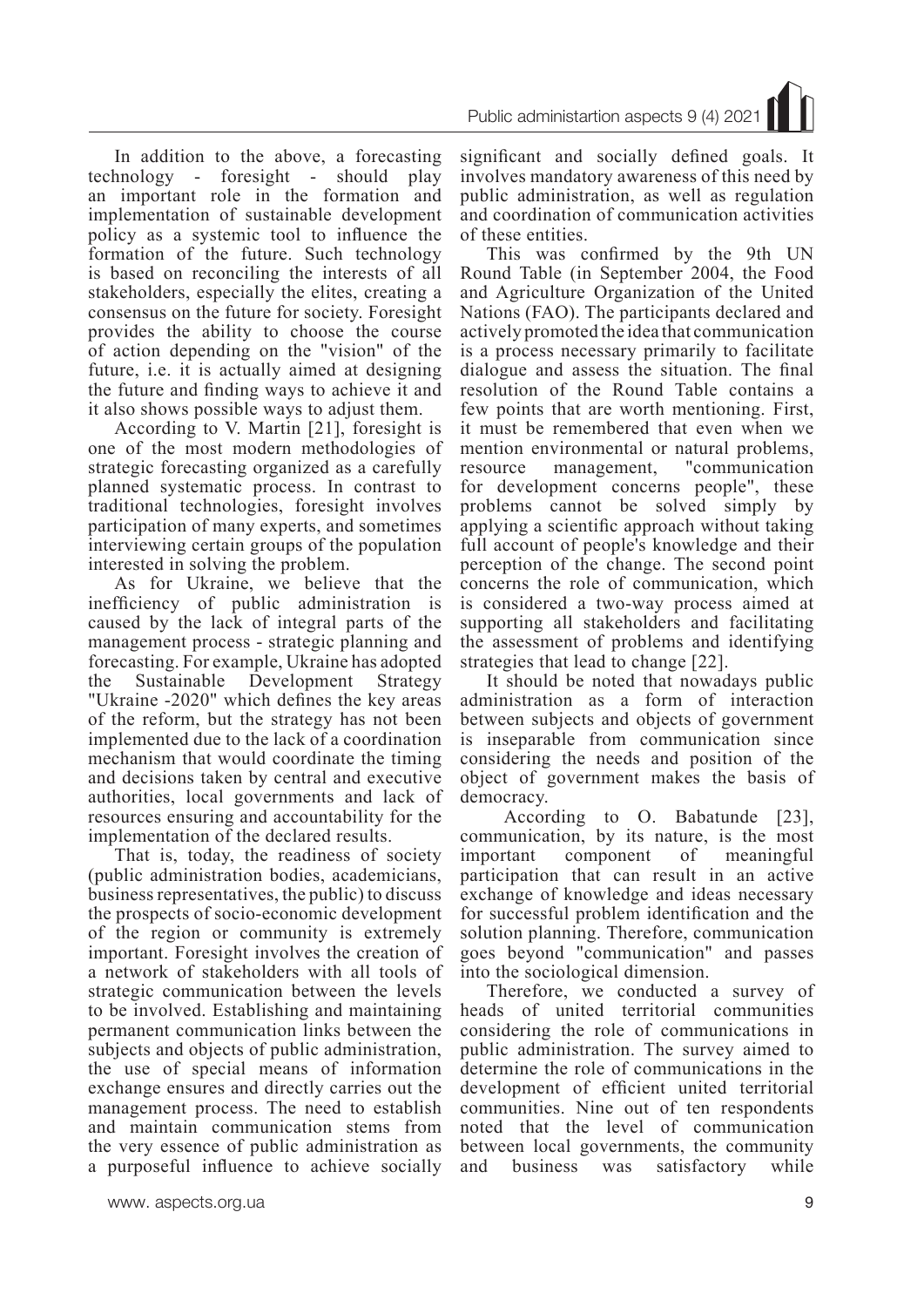In addition to the above, a forecasting technology - foresight - should play an important role in the formation and implementation of sustainable development policy as a systemic tool to influence the formation of the future. Such technology is based on reconciling the interests of all stakeholders, especially the elites, creating a consensus on the future for society. Foresight provides the ability to choose the course of action depending on the "vision" of the future, i.e. it is actually aimed at designing the future and finding ways to achieve it and it also shows possible ways to adjust them.

According to V. Martin [21], foresight is one of the most modern methodologies of strategic forecasting organized as a carefully planned systematic process. In contrast to traditional technologies, foresight involves participation of many experts, and sometimes interviewing certain groups of the population interested in solving the problem.

As for Ukraine, we believe that the inefficiency of public administration is caused by the lack of integral parts of the management process - strategic planning and forecasting. For example, Ukraine has adopted the Sustainable Development Strategy "Ukraine -2020" which defines the key areas of the reform, but the strategy has not been implemented due to the lack of a coordination mechanism that would coordinate the timing and decisions taken by central and executive authorities, local governments and lack of resources ensuring and accountability for the implementation of the declared results.

That is, today, the readiness of society (public administration bodies, academicians, business representatives, the public) to discuss the prospects of socio-economic development of the region or community is extremely important. Foresight involves the creation of a network of stakeholders with all tools of strategic communication between the levels to be involved. Establishing and maintaining permanent communication links between the subjects and objects of public administration, the use of special means of information exchange ensures and directly carries out the management process. The need to establish and maintain communication stems from the very essence of public administration as a purposeful influence to achieve socially significant and socially defined goals. It involves mandatory awareness of this need by public administration, as well as regulation and coordination of communication activities of these entities.

This was confirmed by the 9th UN Round Table (in September 2004, the Food and Agriculture Organization of the United Nations (FAO). The participants declared and actively promoted the idea that communication is a process necessary primarily to facilitate dialogue and assess the situation. The final resolution of the Round Table contains a few points that are worth mentioning. First, it must be remembered that even when we mention environmental or natural problems, resource management, "communication for development concerns people", these problems cannot be solved simply by applying a scientific approach without taking full account of people's knowledge and their perception of the change. The second point concerns the role of communication, which is considered a two-way process aimed at supporting all stakeholders and facilitating the assessment of problems and identifying strategies that lead to change [22].

It should be noted that nowadays public administration as a form of interaction between subjects and objects of government is inseparable from communication since considering the needs and position of the object of government makes the basis of democracy.

According to O. Babatunde [23], communication, by its nature, is the most important component of meaningful participation that can result in an active exchange of knowledge and ideas necessary for successful problem identification and the solution planning. Therefore, communication goes beyond "communication" and passes into the sociological dimension.

Therefore, we conducted a survey of heads of united territorial communities considering the role of communications in public administration. The survey aimed to determine the role of communications in the development of efficient united territorial communities. Nine out of ten respondents noted that the level of communication between local governments, the community and business was satisfactory while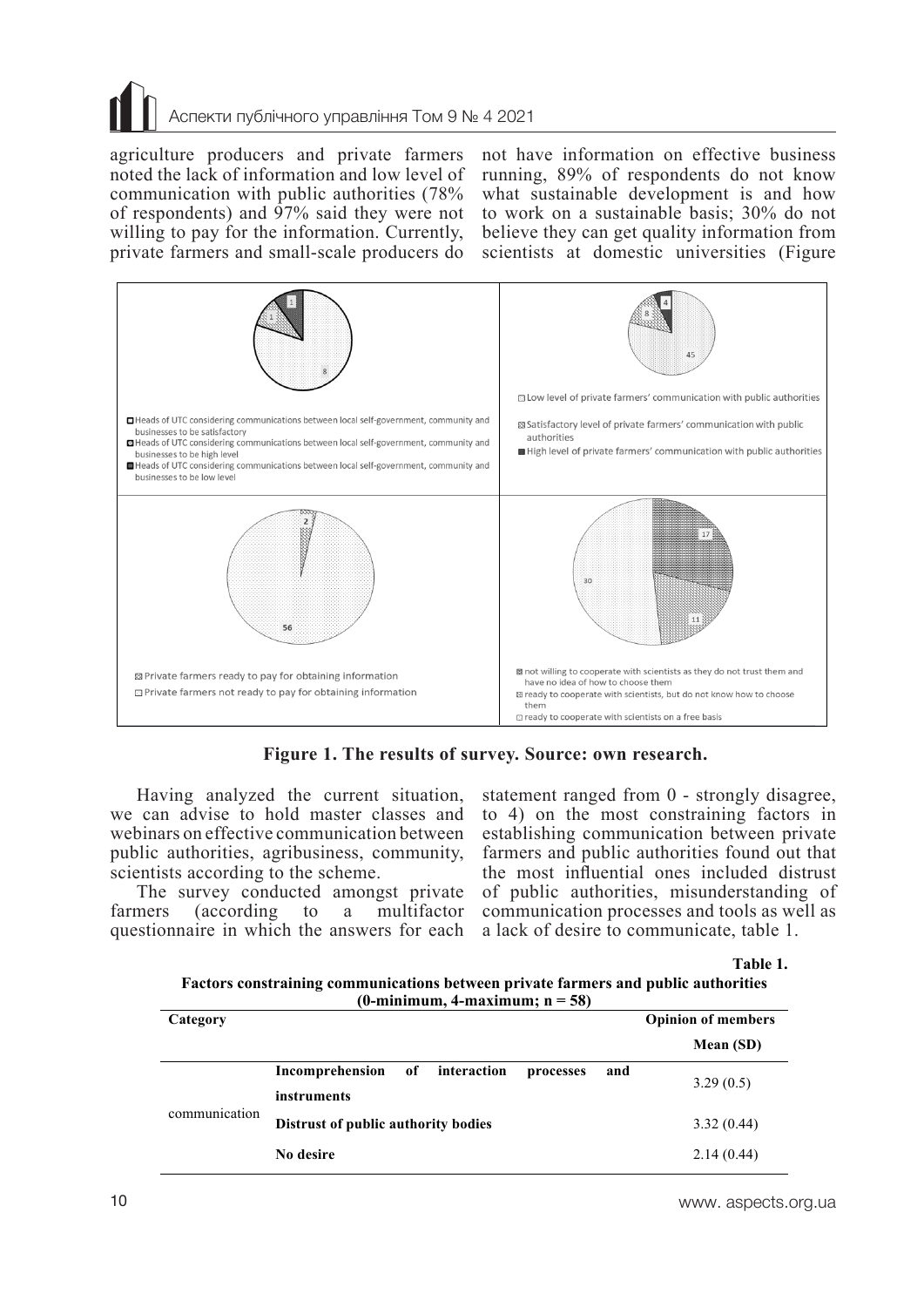agriculture producers and private farmers noted the lack of information and low level of communication with public authorities (78% of respondents) and 97% said they were not willing to pay for the information. Currently, private farmers and small-scale producers do not have information on effective business running, 89% of respondents do not know what sustainable development is and how to work on a sustainable basis; 30% do not believe they can get quality information from scientists at domestic universities (Figure

**Figure 1. The results of survey. Source: own research.**

Having analyzed the current situation, we can advise to hold master classes and webinars on effective communication between public authorities, agribusiness, community, scientists according to the scheme.

The survey conducted amongst private farmers (according to a multifactor questionnaire in which the answers for each statement ranged from 0 - strongly disagree, to 4) on the most constraining factors in establishing communication between private farmers and public authorities found out that the most influential ones included distrust of public authorities, misunderstanding of communication processes and tools as well as a lack of desire to communicate, table 1.

**Table 1.**
**Factors constraining communications between private farmers and public authorities (0-minimum, 4-maximum; n = 58)**

| Category | | Opinion of members Mean (SD) |
|---|---|---|
| communication | **Incomprehension of interaction processes and instruments** | 3.29 (0.5) |
| | **Distrust of public authority bodies** | 3.32 (0.44) |
| | **No desire** | 2.14 (0.44) |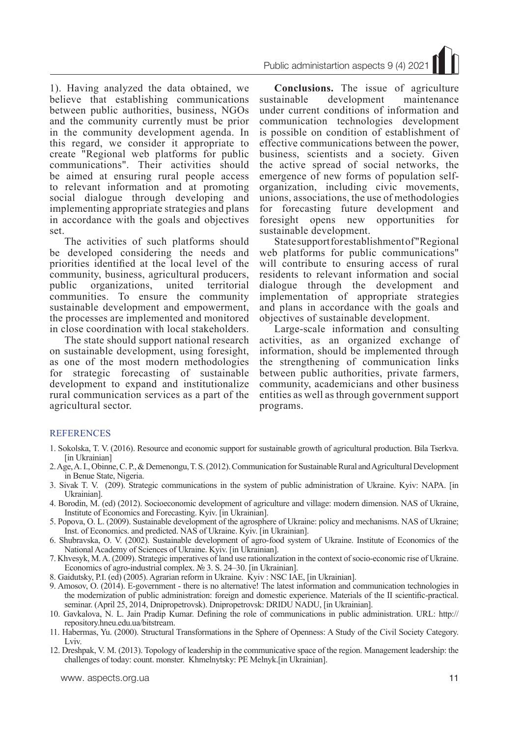1). Having analyzed the data obtained, we believe that establishing communications between public authorities, business, NGOs and the community currently must be prior in the community development agenda. In this regard, we consider it appropriate to create "Regional web platforms for public communications". Their activities should be aimed at ensuring rural people access to relevant information and at promoting social dialogue through developing and implementing appropriate strategies and plans in accordance with the goals and objectives set.

The activities of such platforms should be developed considering the needs and priorities identified at the local level of the community, business, agricultural producers, public organizations, united territorial communities. To ensure the community sustainable development and empowerment, the processes are implemented and monitored in close coordination with local stakeholders.

The state should support national research on sustainable development, using foresight, as one of the most modern methodologies for strategic forecasting of sustainable development to expand and institutionalize rural communication services as a part of the agricultural sector.

**Conclusions.** The issue of agriculture sustainable development maintenance under current conditions of information and communication technologies development is possible on condition of establishment of effective communications between the power, business, scientists and a society. Given the active spread of social networks, the emergence of new forms of population self-organization, including civic movements, unions, associations, the use of methodologies for forecasting future development and foresight opens new opportunities for sustainable development.

State support for establishment of "Regional web platforms for public communications" will contribute to ensuring access of rural residents to relevant information and social dialogue through the development and implementation of appropriate strategies and plans in accordance with the goals and objectives of sustainable development.

Large-scale information and consulting activities, as an organized exchange of information, should be implemented through the strengthening of communication links between public authorities, private farmers, community, academicians and other business entities as well as through government support programs.

## REFERENCES

1. Sokolska, T. V. (2016). Resource and economic support for sustainable growth of agricultural production. Bila Tserkva. [in Ukrainian]
2. Age, A. I., Obinne, C. P., & Demenongu, T. S. (2012). Communication for Sustainable Rural and Agricultural Development in Benue State, Nigeria.
3. Sivak T. V. (209). Strategic communications in the system of public administration of Ukraine. Kyiv: NAPA. [in Ukrainian].
4. Borodin, M. (ed) (2012). Socioeconomic development of agriculture and village: modern dimension. NAS of Ukraine, Institute of Economics and Forecasting. Kyiv. [in Ukrainian].
5. Popova, O. L. (2009). Sustainable development of the agrosphere of Ukraine: policy and mechanisms. NAS of Ukraine; Inst. of Economics. and predicted. NAS of Ukraine. Kyiv. [in Ukrainian].
6. Shubravska, O. V. (2002). Sustainable development of agro-food system of Ukraine. Institute of Economics of the National Academy of Sciences of Ukraine. Kyiv. [in Ukrainian].
7. Khvesyk, M. A. (2009). Strategic imperatives of land use rationalization in the context of socio-economic rise of Ukraine. Economics of agro-industrial complex. № 3. S. 24–30. [in Ukrainian].
8. Gaidutsky, P.I. (ed) (2005). Agrarian reform in Ukraine. Kyiv : NSC IAE, [in Ukrainian].
9. Amosov, O. (2014). E-government - there is no alternative! The latest information and communication technologies in the modernization of public administration: foreign and domestic experience. Materials of the II scientific-practical. seminar. (April 25, 2014, Dnipropetrovsk). Dnipropetrovsk: DRIDU NADU, [in Ukrainian].
10. Gavkalova, N. L. Jain Pradip Kumar. Defining the role of communications in public administration. URL: http://repository.hneu.edu.ua/bitstream.
11. Habermas, Yu. (2000). Structural Transformations in the Sphere of Openness: A Study of the Civil Society Category. Lviv.
12. Dreshpak, V. M. (2013). Topology of leadership in the communicative space of the region. Management leadership: the challenges of today: count. monster. Khmelnytsky: PE Melnyk.[in Ukrainian].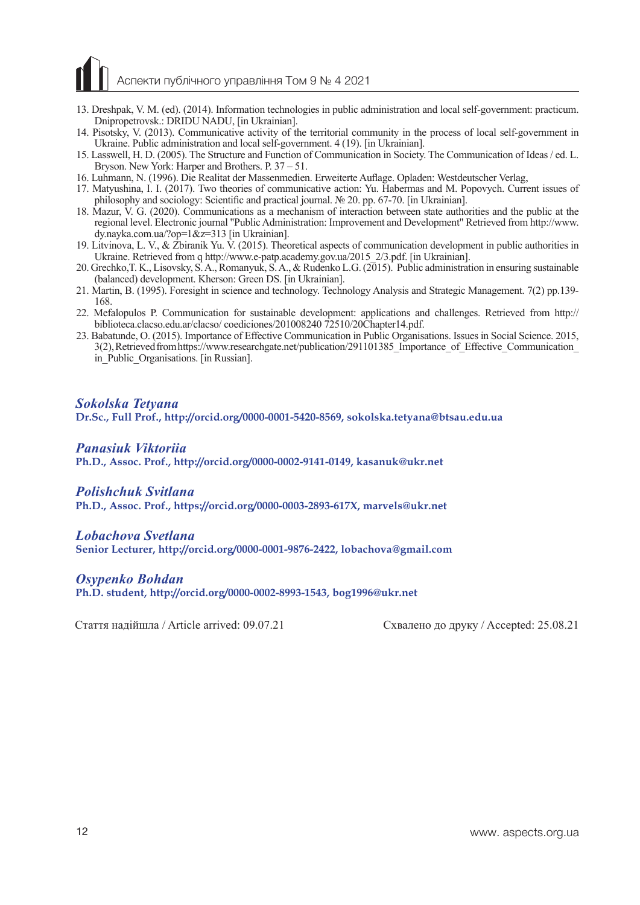13. Dreshpak, V. M. (ed). (2014). Information technologies in public administration and local self-government: practicum. Dnipropetrovsk.: DRIDU NADU, [in Ukrainian].
14. Pisotsky, V. (2013). Communicative activity of the territorial community in the process of local self-government in Ukraine. Public administration and local self-government. 4 (19). [in Ukrainian].
15. Lasswell, H. D. (2005). The Structure and Function of Communication in Society. The Communication of Ideas / ed. L. Bryson. New York: Harper and Brothers. P. 37 – 51.
16. Luhmann, N. (1996). Die Realitat der Massenmedien. Erweiterte Auflage. Opladen: Westdeutscher Verlag,
17. Matyushina, I. I. (2017). Two theories of communicative action: Yu. Habermas and M. Popovych. Current issues of philosophy and sociology: Scientific and practical journal. № 20. pp. 67-70. [in Ukrainian].
18. Mazur, V. G. (2020). Communications as a mechanism of interaction between state authorities and the public at the regional level. Electronic journal "Public Administration: Improvement and Development" Retrieved from http://www.dy.nayka.com.ua/?op=1&z=313 [in Ukrainian].
19. Litvinova, L. V., & Zbiranik Yu. V. (2015). Theoretical aspects of communication development in public authorities in Ukraine. Retrieved from q http://www.e-patp.academy.gov.ua/2015_2/3.pdf. [in Ukrainian].
20. Grechko,T. K., Lisovsky, S. A., Romanyuk, S. A., & Rudenko L.G. (2015). Public administration in ensuring sustainable (balanced) development. Kherson: Green DS. [in Ukrainian].
21. Martin, B. (1995). Foresight in science and technology. Technology Analysis and Strategic Management. 7(2) pp.139-168.
22. Mefalopulos P. Communication for sustainable development: applications and challenges. Retrieved from http://biblioteca.clacso.edu.ar/clacso/ coediciones/201008240 72510/20Chapter14.pdf.
23. Babatunde, O. (2015). Importance of Effective Communication in Public Organisations. Issues in Social Science. 2015, 3(2), Retrieved from https://www.researchgate.net/publication/291101385_Importance_of_Effective_Communication_in_Public_Organisations. [in Russian].

***Sokolska Tetyana***
**Dr.Sc., Full Prof., http://orcid.org/0000-0001-5420-8569, sokolska.tetyana@btsau.edu.ua**

***Panasiuk Viktoriia***
**Ph.D., Assoc. Prof., http://orcid.org/0000-0002-9141-0149, kasanuk@ukr.net**

***Polishchuk Svitlana***
**Ph.D., Assoc. Prof., https://orcid.org/0000-0003-2893-617X, marvels@ukr.net**

***Lobachova Svetlana***
**Senior Lecturer, http://orcid.org/0000-0001-9876-2422, lobachova@gmail.com**

***Osypenko Bohdan***
**Ph.D. student, http://orcid.org/0000-0002-8993-1543, bog1996@ukr.net**

Стаття надійшла / Article arrived: 09.07.21

Схвалено до друку / Accepted: 25.08.21